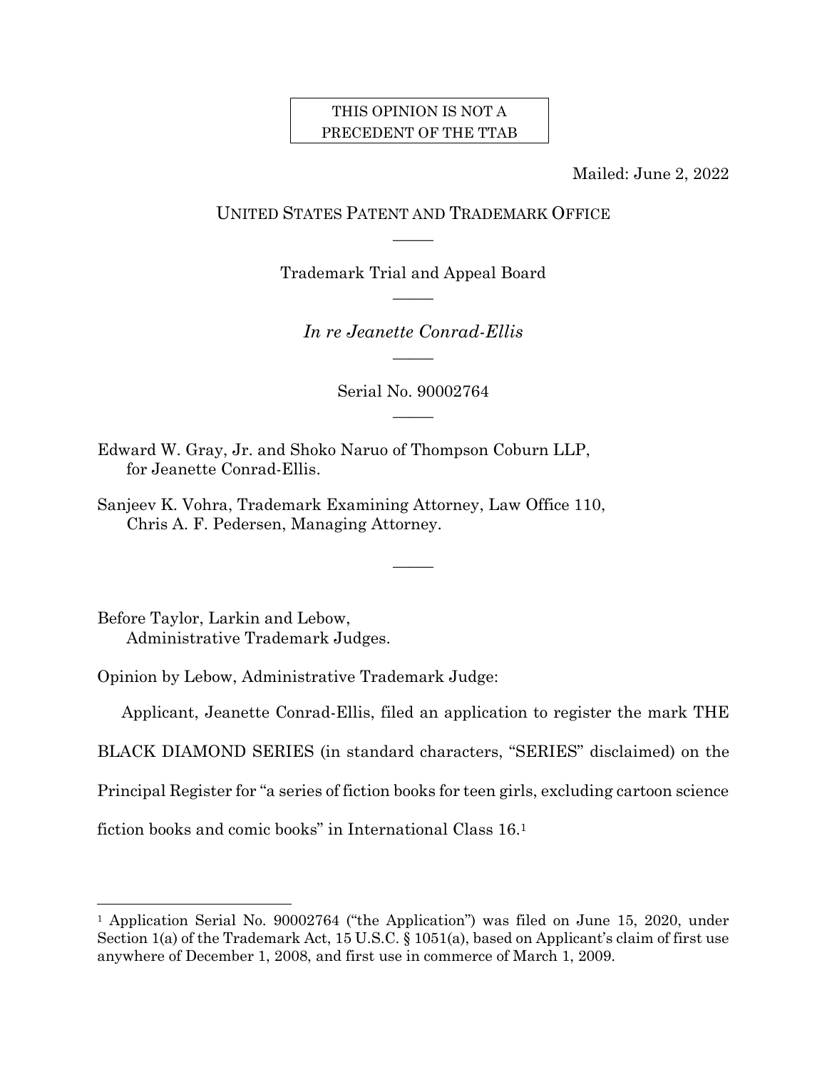THIS OPINION IS NOT A PRECEDENT OF THE TTAB

Mailed: June 2, 2022

UNITED STATES PATENT AND TRADEMARK OFFICE

―――

Trademark Trial and Appeal Board

―――

*In re Jeanette Conrad-Ellis*

―――

Serial No. 90002764

―――

Edward W. Gray, Jr. and Shoko Naruo of Thompson Coburn LLP,
for Jeanette Conrad-Ellis.

Sanjeev K. Vohra, Trademark Examining Attorney, Law Office 110,
Chris A. F. Pedersen, Managing Attorney.

―――

Before Taylor, Larkin and Lebow,
Administrative Trademark Judges.

Opinion by Lebow, Administrative Trademark Judge:

Applicant, Jeanette Conrad-Ellis, filed an application to register the mark THE BLACK DIAMOND SERIES (in standard characters, "SERIES" disclaimed) on the Principal Register for "a series of fiction books for teen girls, excluding cartoon science fiction books and comic books" in International Class 16.[1]

---

[1] Application Serial No. 90002764 ("the Application") was filed on June 15, 2020, under Section 1(a) of the Trademark Act, 15 U.S.C. § 1051(a), based on Applicant's claim of first use anywhere of December 1, 2008, and first use in commerce of March 1, 2009.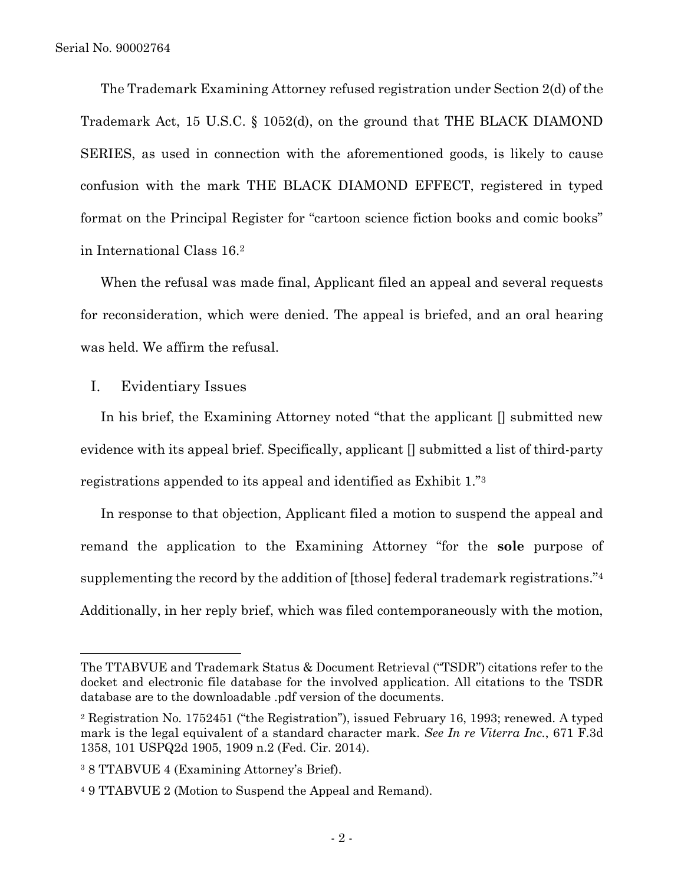The Trademark Examining Attorney refused registration under Section 2(d) of the Trademark Act, 15 U.S.C. § 1052(d), on the ground that THE BLACK DIAMOND SERIES, as used in connection with the aforementioned goods, is likely to cause confusion with the mark THE BLACK DIAMOND EFFECT, registered in typed format on the Principal Register for "cartoon science fiction books and comic books" in International Class 16.[2]

When the refusal was made final, Applicant filed an appeal and several requests for reconsideration, which were denied. The appeal is briefed, and an oral hearing was held. We affirm the refusal.

## I. Evidentiary Issues

In his brief, the Examining Attorney noted "that the applicant [] submitted new evidence with its appeal brief. Specifically, applicant [] submitted a list of third-party registrations appended to its appeal and identified as Exhibit 1."[3]

In response to that objection, Applicant filed a motion to suspend the appeal and remand the application to the Examining Attorney "for the **sole** purpose of supplementing the record by the addition of [those] federal trademark registrations."[4] Additionally, in her reply brief, which was filed contemporaneously with the motion,

---

The TTABVUE and Trademark Status & Document Retrieval ("TSDR") citations refer to the docket and electronic file database for the involved application. All citations to the TSDR database are to the downloadable .pdf version of the documents.

[2] Registration No. 1752451 ("the Registration"), issued February 16, 1993; renewed. A typed mark is the legal equivalent of a standard character mark. *See In re Viterra Inc.*, 671 F.3d 1358, 101 USPQ2d 1905, 1909 n.2 (Fed. Cir. 2014).

[3] 8 TTABVUE 4 (Examining Attorney's Brief).

[4] 9 TTABVUE 2 (Motion to Suspend the Appeal and Remand).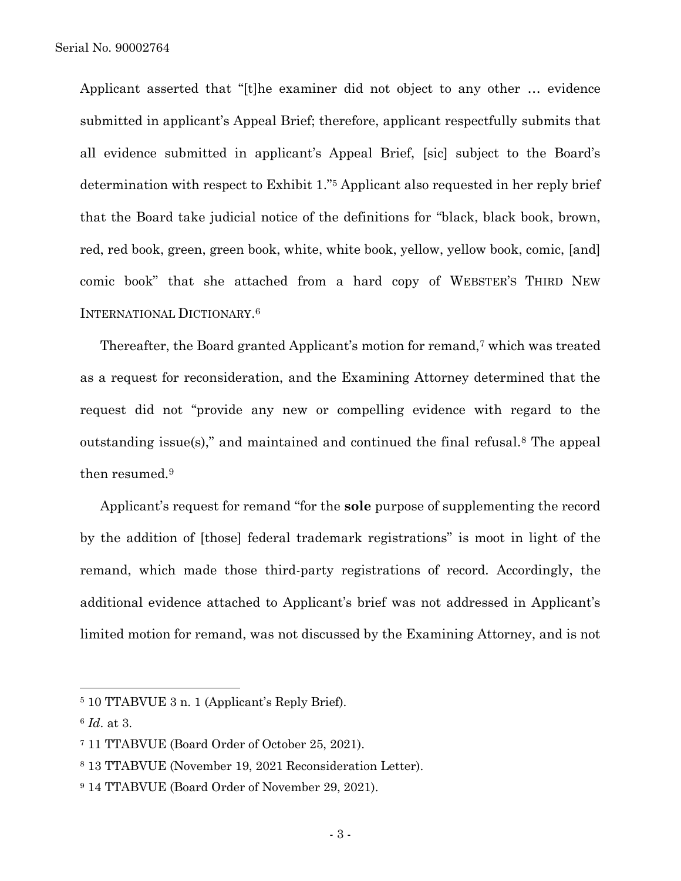Applicant asserted that "[t]he examiner did not object to any other … evidence submitted in applicant's Appeal Brief; therefore, applicant respectfully submits that all evidence submitted in applicant's Appeal Brief, [sic] subject to the Board's determination with respect to Exhibit 1."[5] Applicant also requested in her reply brief that the Board take judicial notice of the definitions for "black, black book, brown, red, red book, green, green book, white, white book, yellow, yellow book, comic, [and] comic book" that she attached from a hard copy of WEBSTER'S THIRD NEW INTERNATIONAL DICTIONARY.[6]

Thereafter, the Board granted Applicant's motion for remand,[7] which was treated as a request for reconsideration, and the Examining Attorney determined that the request did not "provide any new or compelling evidence with regard to the outstanding issue(s)," and maintained and continued the final refusal.[8] The appeal then resumed.[9]

Applicant's request for remand "for the **sole** purpose of supplementing the record by the addition of [those] federal trademark registrations" is moot in light of the remand, which made those third-party registrations of record. Accordingly, the additional evidence attached to Applicant's brief was not addressed in Applicant's limited motion for remand, was not discussed by the Examining Attorney, and is not

---

[5] 10 TTABVUE 3 n. 1 (Applicant's Reply Brief).

[6] *Id*. at 3.

[7] 11 TTABVUE (Board Order of October 25, 2021).

[8] 13 TTABVUE (November 19, 2021 Reconsideration Letter).

[9] 14 TTABVUE (Board Order of November 29, 2021).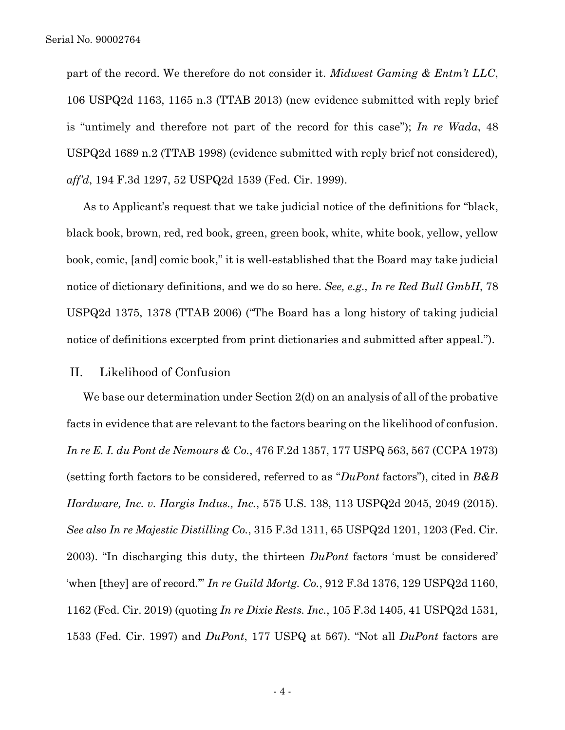part of the record. We therefore do not consider it. *Midwest Gaming & Entm't LLC*, 106 USPQ2d 1163, 1165 n.3 (TTAB 2013) (new evidence submitted with reply brief is "untimely and therefore not part of the record for this case"); *In re Wada*, 48 USPQ2d 1689 n.2 (TTAB 1998) (evidence submitted with reply brief not considered), *aff'd*, 194 F.3d 1297, 52 USPQ2d 1539 (Fed. Cir. 1999).

As to Applicant's request that we take judicial notice of the definitions for "black, black book, brown, red, red book, green, green book, white, white book, yellow, yellow book, comic, [and] comic book," it is well-established that the Board may take judicial notice of dictionary definitions, and we do so here. *See, e.g., In re Red Bull GmbH*, 78 USPQ2d 1375, 1378 (TTAB 2006) ("The Board has a long history of taking judicial notice of definitions excerpted from print dictionaries and submitted after appeal.").

## II. Likelihood of Confusion

We base our determination under Section 2(d) on an analysis of all of the probative facts in evidence that are relevant to the factors bearing on the likelihood of confusion. *In re E. I. du Pont de Nemours & Co.*, 476 F.2d 1357, 177 USPQ 563, 567 (CCPA 1973) (setting forth factors to be considered, referred to as "*DuPont* factors"), cited in *B&B Hardware, Inc. v. Hargis Indus., Inc.*, 575 U.S. 138, 113 USPQ2d 2045, 2049 (2015). *See also In re Majestic Distilling Co.*, 315 F.3d 1311, 65 USPQ2d 1201, 1203 (Fed. Cir. 2003). "In discharging this duty, the thirteen *DuPont* factors 'must be considered' 'when [they] are of record.'" *In re Guild Mortg. Co.*, 912 F.3d 1376, 129 USPQ2d 1160, 1162 (Fed. Cir. 2019) (quoting *In re Dixie Rests. Inc.*, 105 F.3d 1405, 41 USPQ2d 1531, 1533 (Fed. Cir. 1997) and *DuPont*, 177 USPQ at 567). "Not all *DuPont* factors are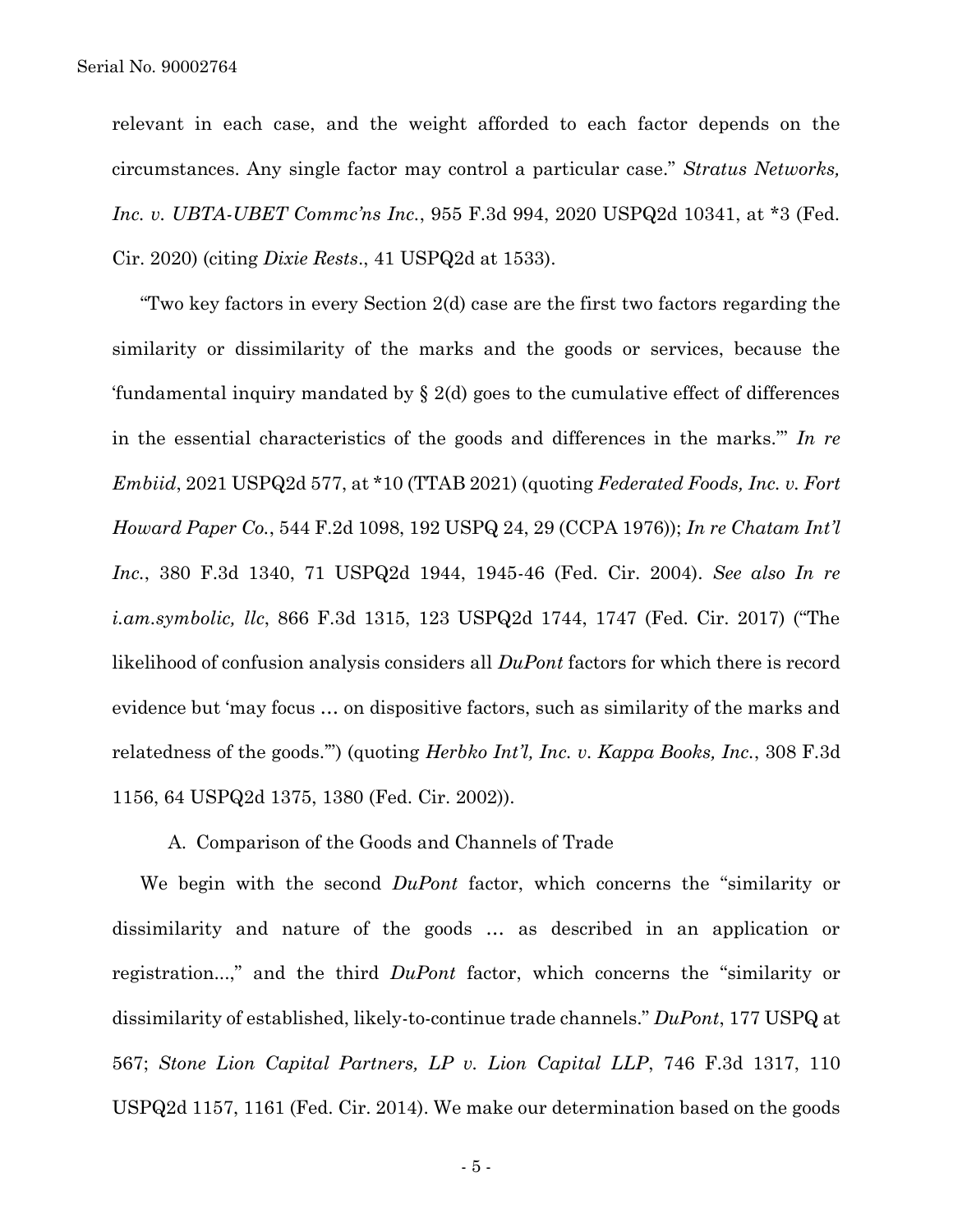relevant in each case, and the weight afforded to each factor depends on the circumstances. Any single factor may control a particular case." *Stratus Networks, Inc. v. UBTA-UBET Commc'ns Inc.*, 955 F.3d 994, 2020 USPQ2d 10341, at *3 (Fed. Cir. 2020) (citing *Dixie Rests*., 41 USPQ2d at 1533).

"Two key factors in every Section 2(d) case are the first two factors regarding the similarity or dissimilarity of the marks and the goods or services, because the 'fundamental inquiry mandated by § 2(d) goes to the cumulative effect of differences in the essential characteristics of the goods and differences in the marks.'" *In re Embiid*, 2021 USPQ2d 577, at *10 (TTAB 2021) (quoting *Federated Foods, Inc. v. Fort Howard Paper Co.*, 544 F.2d 1098, 192 USPQ 24, 29 (CCPA 1976)); *In re Chatam Int'l Inc.*, 380 F.3d 1340, 71 USPQ2d 1944, 1945-46 (Fed. Cir. 2004). *See also In re i.am.symbolic, llc*, 866 F.3d 1315, 123 USPQ2d 1744, 1747 (Fed. Cir. 2017) ("The likelihood of confusion analysis considers all *DuPont* factors for which there is record evidence but 'may focus … on dispositive factors, such as similarity of the marks and relatedness of the goods.'") (quoting *Herbko Int'l, Inc. v. Kappa Books, Inc.*, 308 F.3d 1156, 64 USPQ2d 1375, 1380 (Fed. Cir. 2002)).

A. Comparison of the Goods and Channels of Trade

We begin with the second *DuPont* factor, which concerns the "similarity or dissimilarity and nature of the goods … as described in an application or registration...," and the third *DuPont* factor, which concerns the "similarity or dissimilarity of established, likely-to-continue trade channels." *DuPont*, 177 USPQ at 567; *Stone Lion Capital Partners, LP v. Lion Capital LLP*, 746 F.3d 1317, 110 USPQ2d 1157, 1161 (Fed. Cir. 2014). We make our determination based on the goods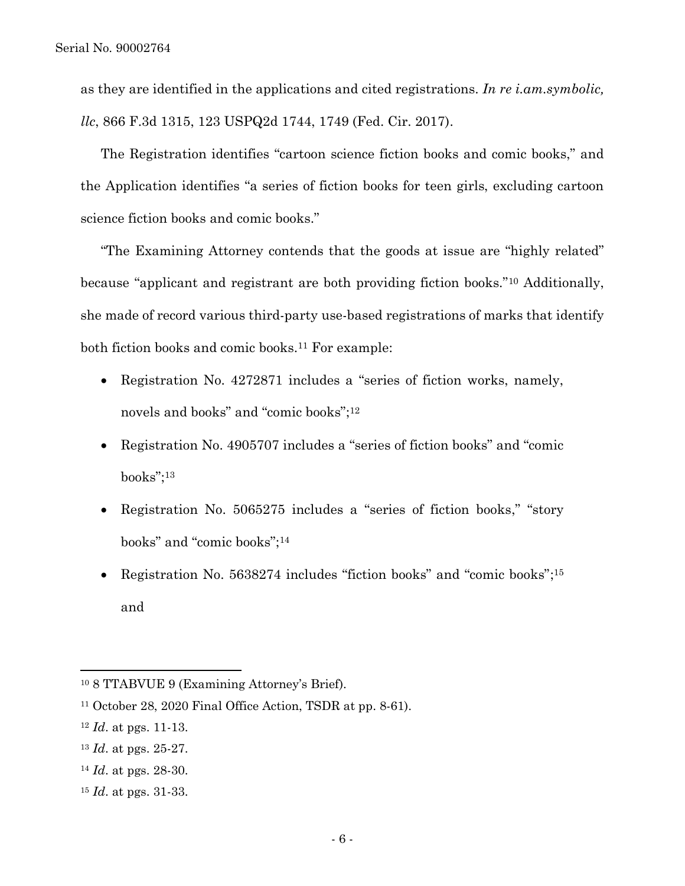as they are identified in the applications and cited registrations. *In re i.am.symbolic, llc*, 866 F.3d 1315, 123 USPQ2d 1744, 1749 (Fed. Cir. 2017).

The Registration identifies "cartoon science fiction books and comic books," and the Application identifies "a series of fiction books for teen girls, excluding cartoon science fiction books and comic books."

"The Examining Attorney contends that the goods at issue are "highly related" because "applicant and registrant are both providing fiction books."[10] Additionally, she made of record various third-party use-based registrations of marks that identify both fiction books and comic books.[11] For example:

- Registration No. 4272871 includes a "series of fiction works, namely, novels and books" and "comic books";[12]
- Registration No. 4905707 includes a "series of fiction books" and "comic books";[13]
- Registration No. 5065275 includes a "series of fiction books," "story books" and "comic books";[14]
- Registration No. 5638274 includes "fiction books" and "comic books";[15] and

---

[10] 8 TTABVUE 9 (Examining Attorney's Brief).

[11] October 28, 2020 Final Office Action, TSDR at pp. 8-61).

[12] *Id*. at pgs. 11-13.

[13] *Id*. at pgs. 25-27.

[14] *Id*. at pgs. 28-30.

[15] *Id*. at pgs. 31-33.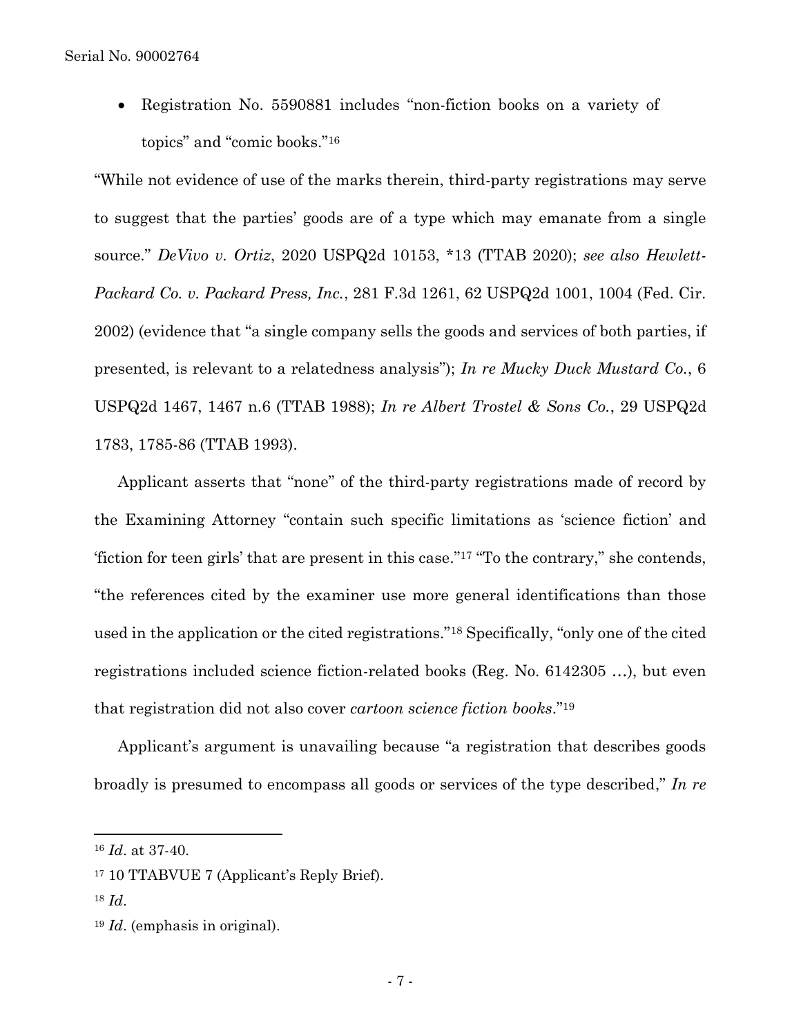- Registration No. 5590881 includes "non-fiction books on a variety of topics" and "comic books."[16]

"While not evidence of use of the marks therein, third-party registrations may serve to suggest that the parties' goods are of a type which may emanate from a single source." *DeVivo v. Ortiz*, 2020 USPQ2d 10153, *13 (TTAB 2020); *see also Hewlett-Packard Co. v. Packard Press, Inc.*, 281 F.3d 1261, 62 USPQ2d 1001, 1004 (Fed. Cir. 2002) (evidence that "a single company sells the goods and services of both parties, if presented, is relevant to a relatedness analysis"); *In re Mucky Duck Mustard Co.*, 6 USPQ2d 1467, 1467 n.6 (TTAB 1988); *In re Albert Trostel & Sons Co.*, 29 USPQ2d 1783, 1785-86 (TTAB 1993).

Applicant asserts that "none" of the third-party registrations made of record by the Examining Attorney "contain such specific limitations as 'science fiction' and 'fiction for teen girls' that are present in this case."[17] "To the contrary," she contends, "the references cited by the examiner use more general identifications than those used in the application or the cited registrations."[18] Specifically, "only one of the cited registrations included science fiction-related books (Reg. No. 6142305 …), but even that registration did not also cover *cartoon science fiction books*."[19]

Applicant's argument is unavailing because "a registration that describes goods broadly is presumed to encompass all goods or services of the type described," *In re*

---

[16] *Id*. at 37-40.

[17] 10 TTABVUE 7 (Applicant's Reply Brief).

[18] *Id*.

[19] *Id*. (emphasis in original).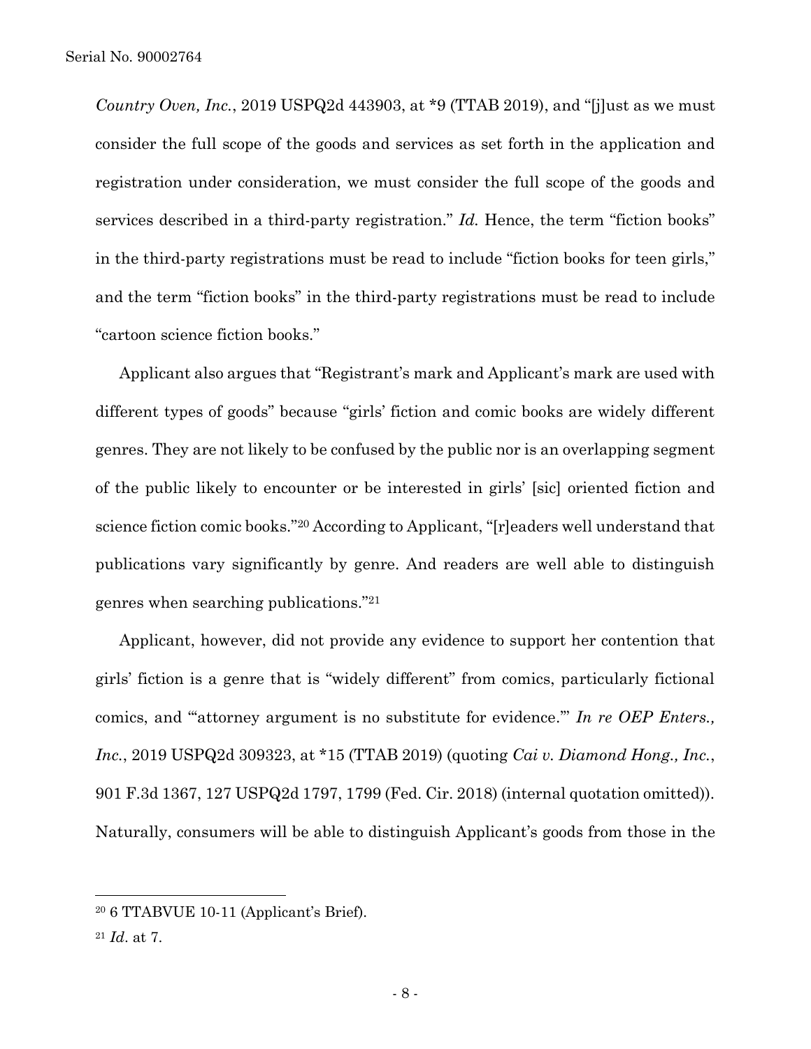*Country Oven, Inc.*, 2019 USPQ2d 443903, at *9 (TTAB 2019), and "[j]ust as we must consider the full scope of the goods and services as set forth in the application and registration under consideration, we must consider the full scope of the goods and services described in a third-party registration." *Id.* Hence, the term "fiction books" in the third-party registrations must be read to include "fiction books for teen girls," and the term "fiction books" in the third-party registrations must be read to include "cartoon science fiction books."

Applicant also argues that "Registrant's mark and Applicant's mark are used with different types of goods" because "girls' fiction and comic books are widely different genres. They are not likely to be confused by the public nor is an overlapping segment of the public likely to encounter or be interested in girls' [sic] oriented fiction and science fiction comic books."[20] According to Applicant, "[r]eaders well understand that publications vary significantly by genre. And readers are well able to distinguish genres when searching publications."[21]

Applicant, however, did not provide any evidence to support her contention that girls' fiction is a genre that is "widely different" from comics, particularly fictional comics, and "'attorney argument is no substitute for evidence.'" *In re OEP Enters., Inc.*, 2019 USPQ2d 309323, at *15 (TTAB 2019) (quoting *Cai v. Diamond Hong., Inc.*, 901 F.3d 1367, 127 USPQ2d 1797, 1799 (Fed. Cir. 2018) (internal quotation omitted)). Naturally, consumers will be able to distinguish Applicant's goods from those in the

---

[20] 6 TTABVUE 10-11 (Applicant's Brief).

[21] *Id*. at 7.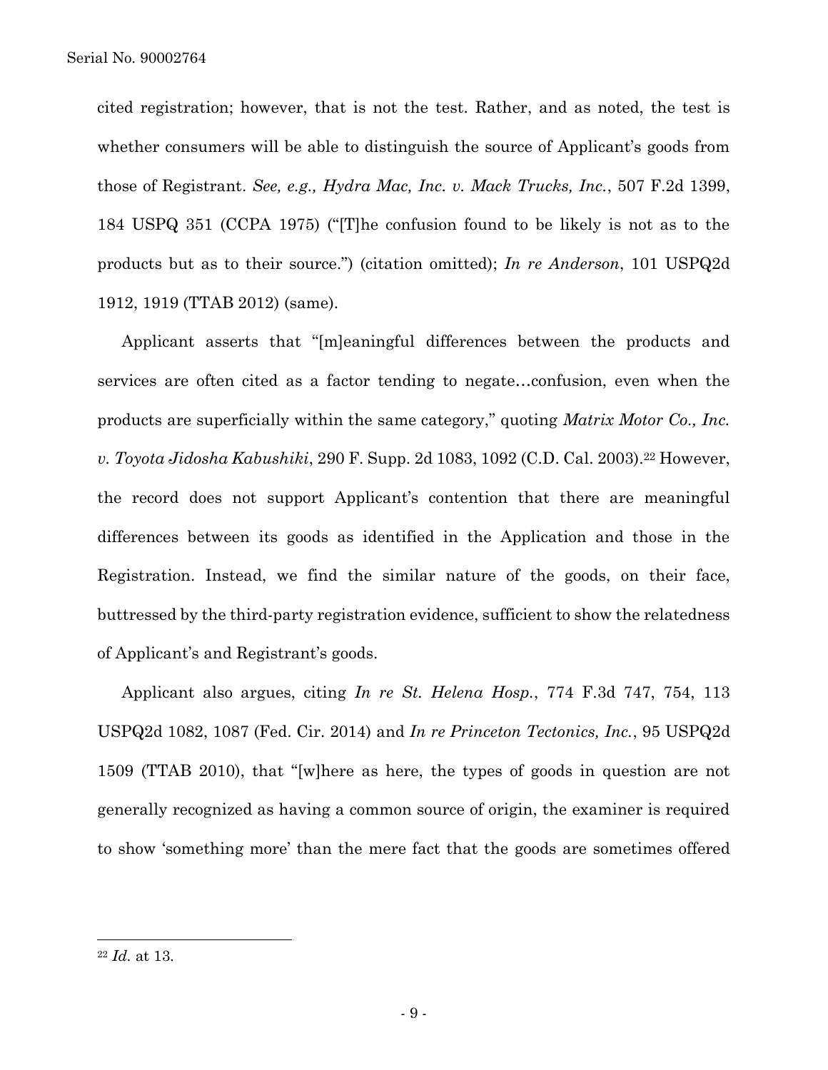cited registration; however, that is not the test. Rather, and as noted, the test is whether consumers will be able to distinguish the source of Applicant's goods from those of Registrant. *See, e.g., Hydra Mac, Inc. v. Mack Trucks, Inc.*, 507 F.2d 1399, 184 USPQ 351 (CCPA 1975) ("[T]he confusion found to be likely is not as to the products but as to their source.") (citation omitted); *In re Anderson*, 101 USPQ2d 1912, 1919 (TTAB 2012) (same).

Applicant asserts that "[m]eaningful differences between the products and services are often cited as a factor tending to negate…confusion, even when the products are superficially within the same category," quoting *Matrix Motor Co., Inc. v. Toyota Jidosha Kabushiki*, 290 F. Supp. 2d 1083, 1092 (C.D. Cal. 2003).[22] However, the record does not support Applicant's contention that there are meaningful differences between its goods as identified in the Application and those in the Registration. Instead, we find the similar nature of the goods, on their face, buttressed by the third-party registration evidence, sufficient to show the relatedness of Applicant's and Registrant's goods.

Applicant also argues, citing *In re St. Helena Hosp.*, 774 F.3d 747, 754, 113 USPQ2d 1082, 1087 (Fed. Cir. 2014) and *In re Princeton Tectonics, Inc.*, 95 USPQ2d 1509 (TTAB 2010), that "[w]here as here, the types of goods in question are not generally recognized as having a common source of origin, the examiner is required to show 'something more' than the mere fact that the goods are sometimes offered

---

[22] *Id.* at 13.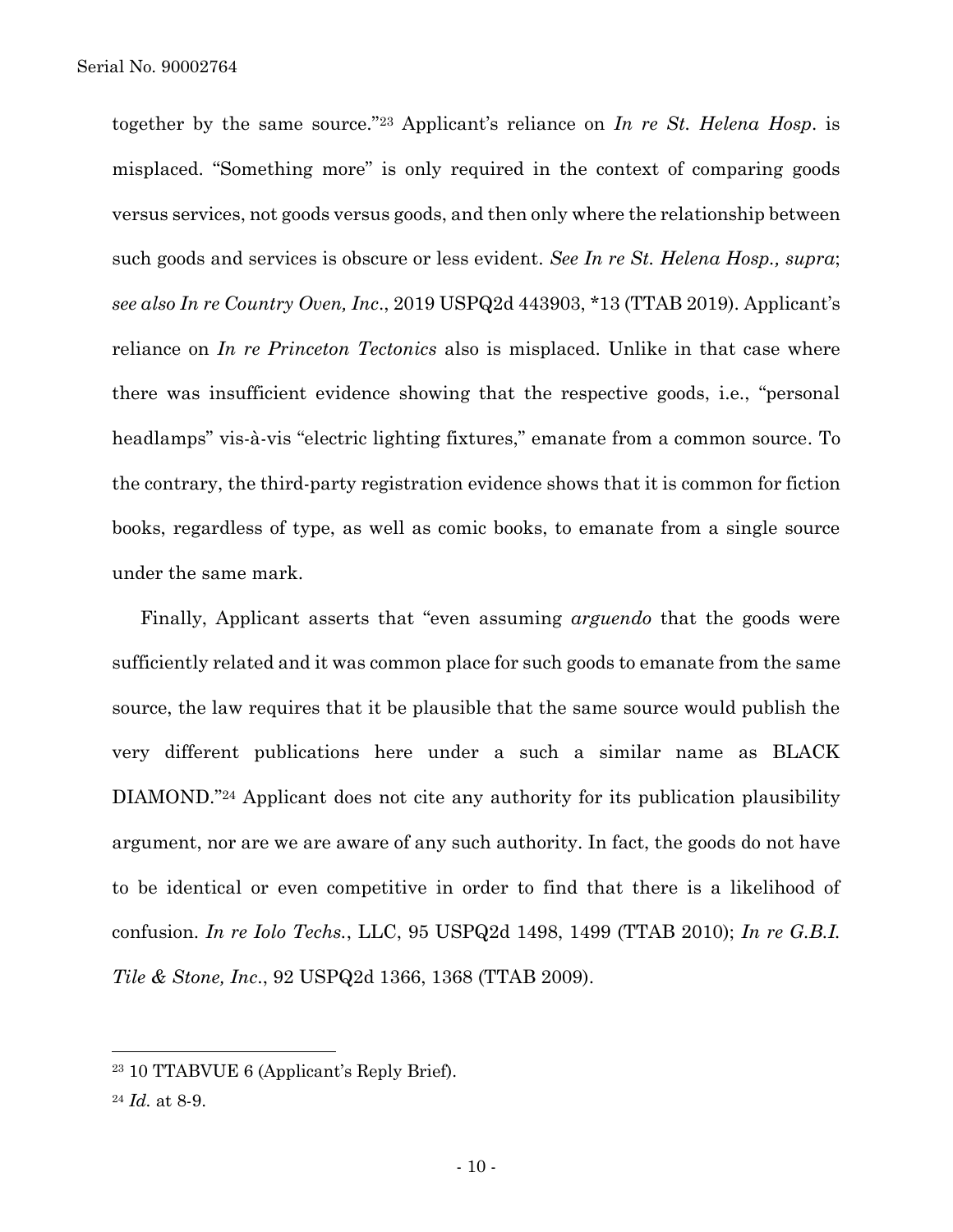together by the same source."[23] Applicant's reliance on *In re St. Helena Hosp*. is misplaced. "Something more" is only required in the context of comparing goods versus services, not goods versus goods, and then only where the relationship between such goods and services is obscure or less evident. *See In re St. Helena Hosp., supra*; *see also In re Country Oven, Inc*., 2019 USPQ2d 443903, *13 (TTAB 2019). Applicant's reliance on *In re Princeton Tectonics* also is misplaced. Unlike in that case where there was insufficient evidence showing that the respective goods, i.e., "personal headlamps" vis-à-vis "electric lighting fixtures," emanate from a common source. To the contrary, the third-party registration evidence shows that it is common for fiction books, regardless of type, as well as comic books, to emanate from a single source under the same mark.

Finally, Applicant asserts that "even assuming *arguendo* that the goods were sufficiently related and it was common place for such goods to emanate from the same source, the law requires that it be plausible that the same source would publish the very different publications here under a such a similar name as BLACK DIAMOND."[24] Applicant does not cite any authority for its publication plausibility argument, nor are we are aware of any such authority. In fact, the goods do not have to be identical or even competitive in order to find that there is a likelihood of confusion. *In re Iolo Techs.*, LLC, 95 USPQ2d 1498, 1499 (TTAB 2010); *In re G.B.I. Tile & Stone, Inc*., 92 USPQ2d 1366, 1368 (TTAB 2009).

---

[23] 10 TTABVUE 6 (Applicant's Reply Brief).

[24] *Id.* at 8-9.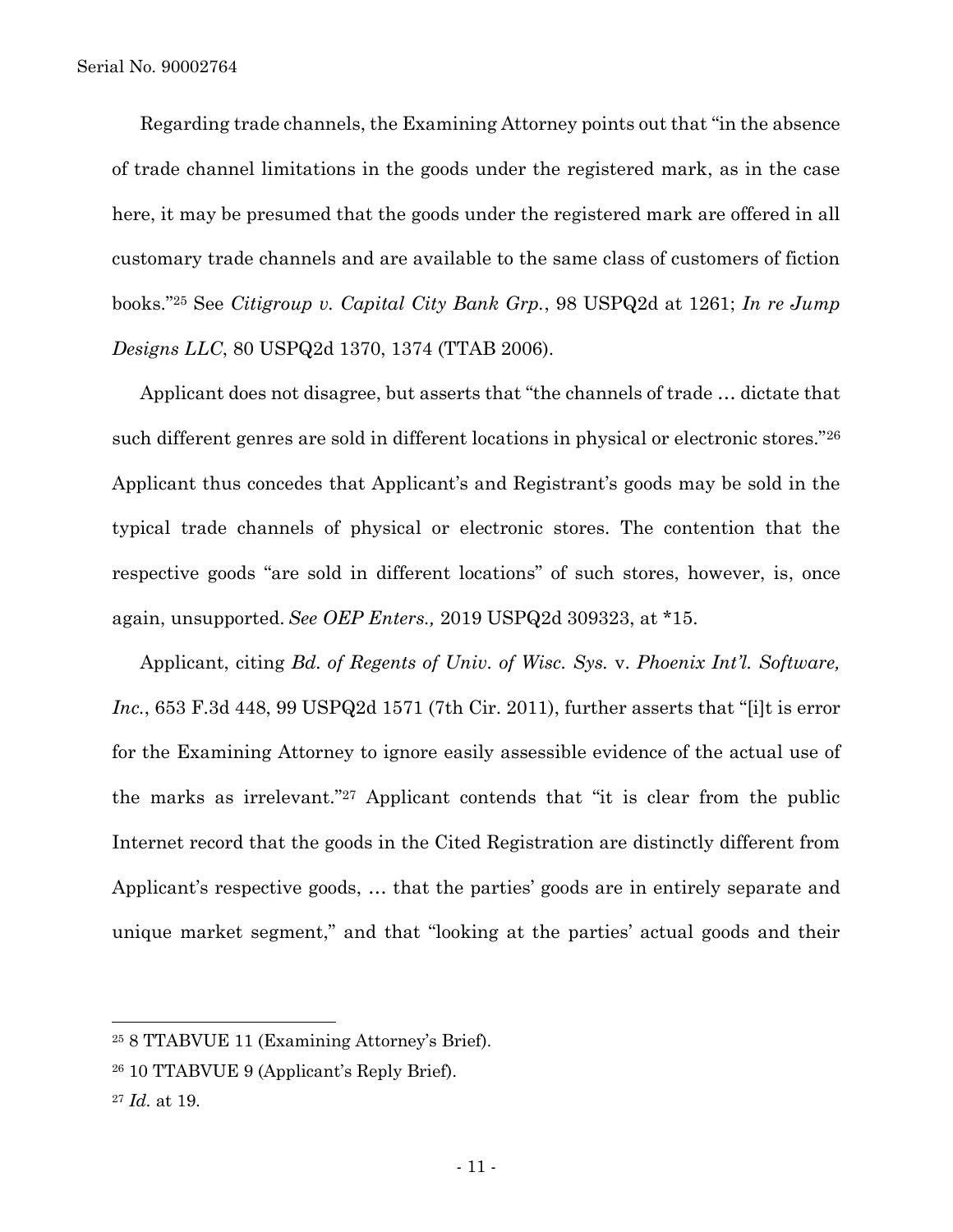Regarding trade channels, the Examining Attorney points out that "in the absence of trade channel limitations in the goods under the registered mark, as in the case here, it may be presumed that the goods under the registered mark are offered in all customary trade channels and are available to the same class of customers of fiction books."[25] See *Citigroup v. Capital City Bank Grp.*, 98 USPQ2d at 1261; *In re Jump Designs LLC*, 80 USPQ2d 1370, 1374 (TTAB 2006).

Applicant does not disagree, but asserts that "the channels of trade … dictate that such different genres are sold in different locations in physical or electronic stores."[26] Applicant thus concedes that Applicant's and Registrant's goods may be sold in the typical trade channels of physical or electronic stores. The contention that the respective goods "are sold in different locations" of such stores, however, is, once again, unsupported. *See OEP Enters.,* 2019 USPQ2d 309323, at *15.

Applicant, citing *Bd. of Regents of Univ. of Wisc. Sys.* v. *Phoenix Int'l. Software, Inc.*, 653 F.3d 448, 99 USPQ2d 1571 (7th Cir. 2011), further asserts that "[i]t is error for the Examining Attorney to ignore easily assessible evidence of the actual use of the marks as irrelevant."[27] Applicant contends that "it is clear from the public Internet record that the goods in the Cited Registration are distinctly different from Applicant's respective goods, … that the parties' goods are in entirely separate and unique market segment," and that "looking at the parties' actual goods and their

---

[25] 8 TTABVUE 11 (Examining Attorney's Brief).

[26] 10 TTABVUE 9 (Applicant's Reply Brief).

[27] *Id.* at 19.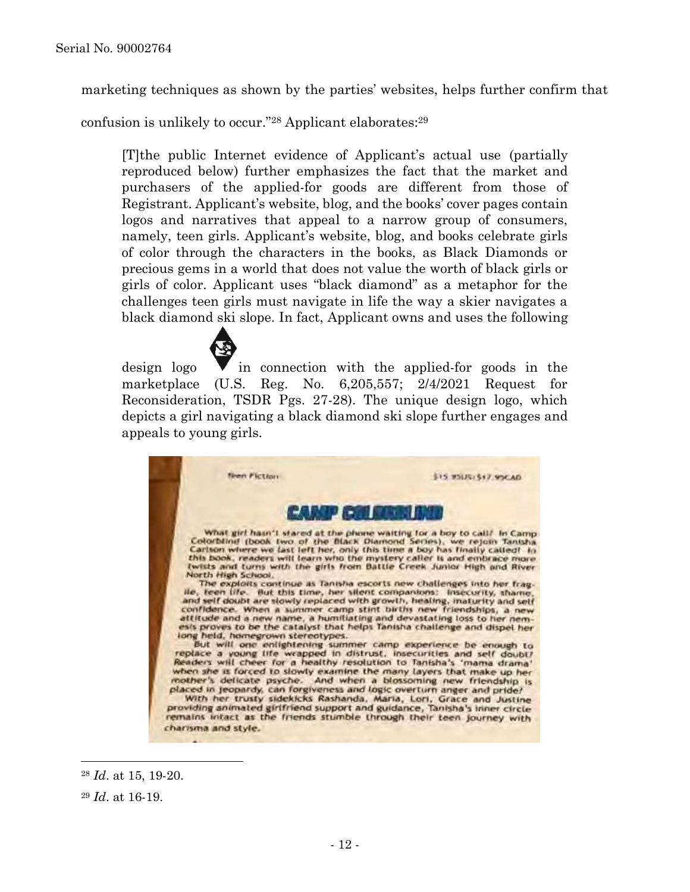marketing techniques as shown by the parties' websites, helps further confirm that confusion is unlikely to occur."[28] Applicant elaborates:[29]

> [T]the public Internet evidence of Applicant's actual use (partially reproduced below) further emphasizes the fact that the market and purchasers of the applied-for goods are different from those of Registrant. Applicant's website, blog, and the books' cover pages contain logos and narratives that appeal to a narrow group of consumers, namely, teen girls. Applicant's website, blog, and books celebrate girls of color through the characters in the books, as Black Diamonds or precious gems in a world that does not value the worth of black girls or girls of color. Applicant uses "black diamond" as a metaphor for the challenges teen girls must navigate in life the way a skier navigates a black diamond ski slope. In fact, Applicant owns and uses the following design logo in connection with the applied-for goods in the marketplace (U.S. Reg. No. 6,205,557; 2/4/2021 Request for Reconsideration, TSDR Pgs. 27-28). The unique design logo, which depicts a girl navigating a black diamond ski slope further engages and appeals to young girls.

Teen Fiction $15.95US/$17.95CAD

CAMP COLORBLIND

What girl hasn't stared at the phone waiting for a boy to call? In Camp Colorblind (book two of the Black Diamond Series), we rejoin Tanisha Carlson where we last left her, only this time a boy has finally called! In this book, readers will learn who the mystery caller is and embrace more twists and turns with the girls from Battle Creek Junior High and River North High School.

The exploits continue as Tanisha escorts new challenges into her fragile, teen life. But this time, her silent companions: insecurity, shame, and self doubt are slowly replaced with growth, healing, maturity and self confidence. When a summer camp stint births new friendships, a new attitude and a new name, a humiliating and devastating loss to her nemesis proves to be the catalyst that helps Tanisha challenge and dispel her long held, homegrown stereotypes.

But will one enlightening summer camp experience be enough to replace a young life wrapped in distrust, insecurities and self doubt? Readers will cheer for a healthy resolution to Tanisha's 'mama drama' when she is forced to slowly examine the many layers that make up her mother's delicate psyche. And when a blossoming new friendship is placed in jeopardy, can forgiveness and logic overturn anger and pride?

With her trusty sidekicks Rashanda, Maria, Lori, Grace and Justine providing animated girlfriend support and guidance, Tanisha's inner circle remains intact as the friends stumble through their teen journey with charisma and style.

---

[28] *Id*. at 15, 19-20.

[29] *Id*. at 16-19.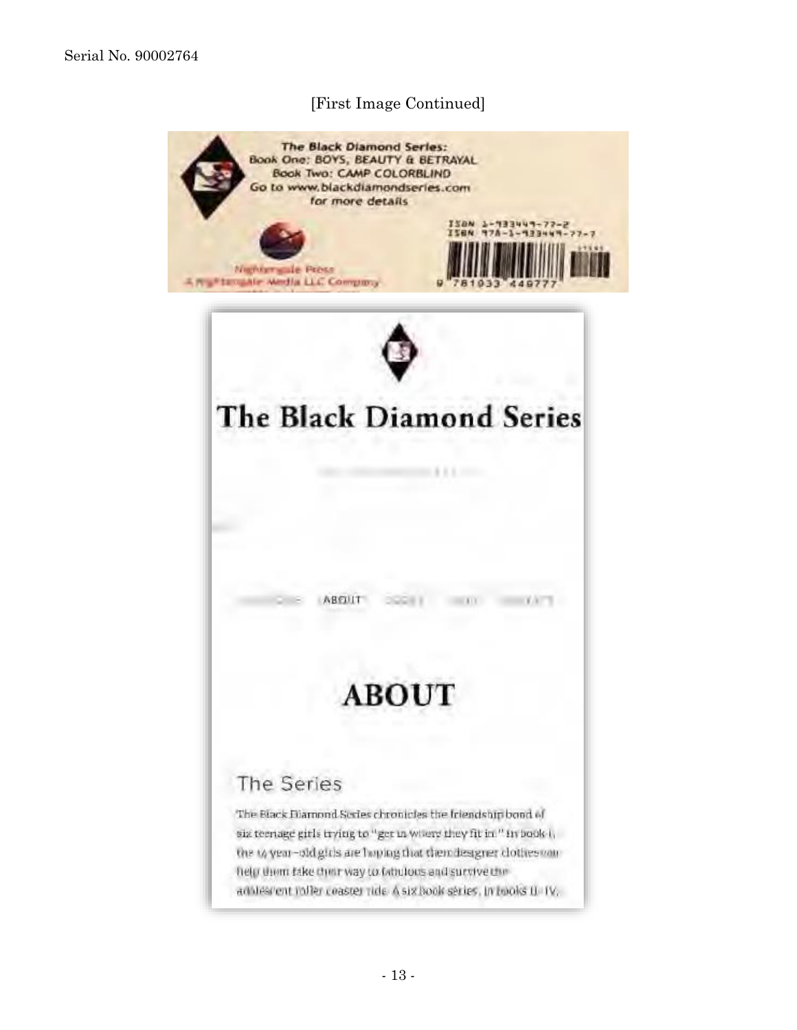Serial No. 90002764

[First Image Continued]

The Black Diamond Series:
Book One: BOYS, BEAUTY & BETRAYAL
Book Two: CAMP COLORBLIND
Go to www.blackdiamondseries.com
for more details

ISBN 1-933449-77-2
ISBN 978-1-933449-77-7

Nightengale Press
A Nightengale Media LLC Company

9 781933 449777

# The Black Diamond Series

ABOUT

## ABOUT

### The Series

The Black Diamond Series chronicles the friendship bond of six teenage girls trying to "get in where they fit in." In book I, the 14 year-old girls are hoping that their designer clothes can help them fake their way to fabulous and survive the adolescent roller coaster ride. A six book series, in books II- IV,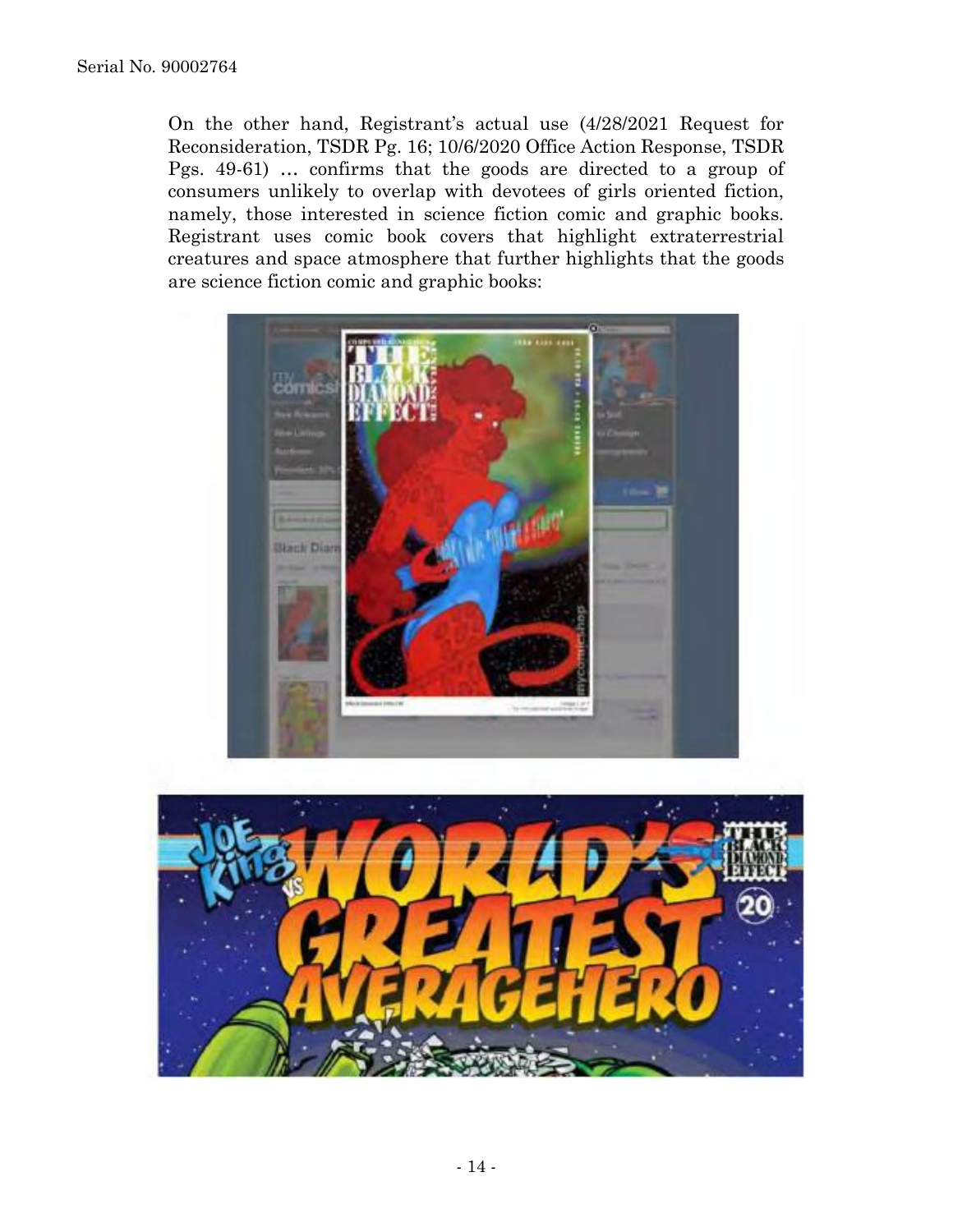On the other hand, Registrant's actual use (4/28/2021 Request for Reconsideration, TSDR Pg. 16; 10/6/2020 Office Action Response, TSDR Pgs. 49-61) … confirms that the goods are directed to a group of consumers unlikely to overlap with devotees of girls oriented fiction, namely, those interested in science fiction comic and graphic books. Registrant uses comic book covers that highlight extraterrestrial creatures and space atmosphere that further highlights that the goods are science fiction comic and graphic books: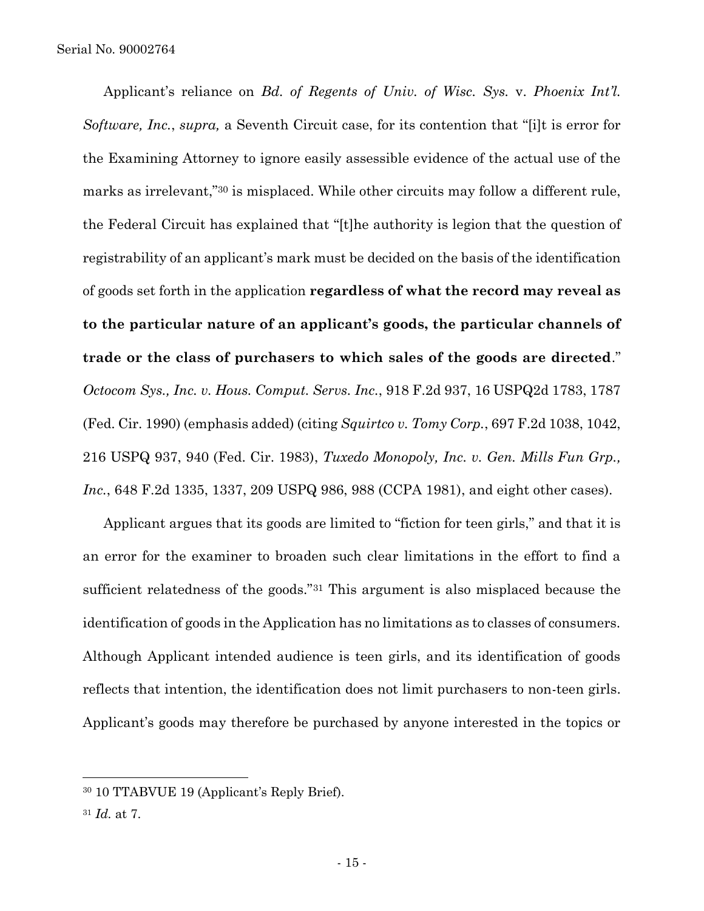Applicant's reliance on *Bd. of Regents of Univ. of Wisc. Sys.* v. *Phoenix Int'l. Software, Inc.*, *supra,* a Seventh Circuit case, for its contention that "[i]t is error for the Examining Attorney to ignore easily assessible evidence of the actual use of the marks as irrelevant,"[30] is misplaced. While other circuits may follow a different rule, the Federal Circuit has explained that "[t]he authority is legion that the question of registrability of an applicant's mark must be decided on the basis of the identification of goods set forth in the application **regardless of what the record may reveal as to the particular nature of an applicant's goods, the particular channels of trade or the class of purchasers to which sales of the goods are directed**." *Octocom Sys., Inc. v. Hous. Comput. Servs. Inc.*, 918 F.2d 937, 16 USPQ2d 1783, 1787 (Fed. Cir. 1990) (emphasis added) (citing *Squirtco v. Tomy Corp.*, 697 F.2d 1038, 1042, 216 USPQ 937, 940 (Fed. Cir. 1983), *Tuxedo Monopoly, Inc. v. Gen. Mills Fun Grp., Inc.*, 648 F.2d 1335, 1337, 209 USPQ 986, 988 (CCPA 1981), and eight other cases).

Applicant argues that its goods are limited to "fiction for teen girls," and that it is an error for the examiner to broaden such clear limitations in the effort to find a sufficient relatedness of the goods."[31] This argument is also misplaced because the identification of goods in the Application has no limitations as to classes of consumers. Although Applicant intended audience is teen girls, and its identification of goods reflects that intention, the identification does not limit purchasers to non-teen girls. Applicant's goods may therefore be purchased by anyone interested in the topics or

---

[30] 10 TTABVUE 19 (Applicant's Reply Brief).

[31] *Id.* at 7.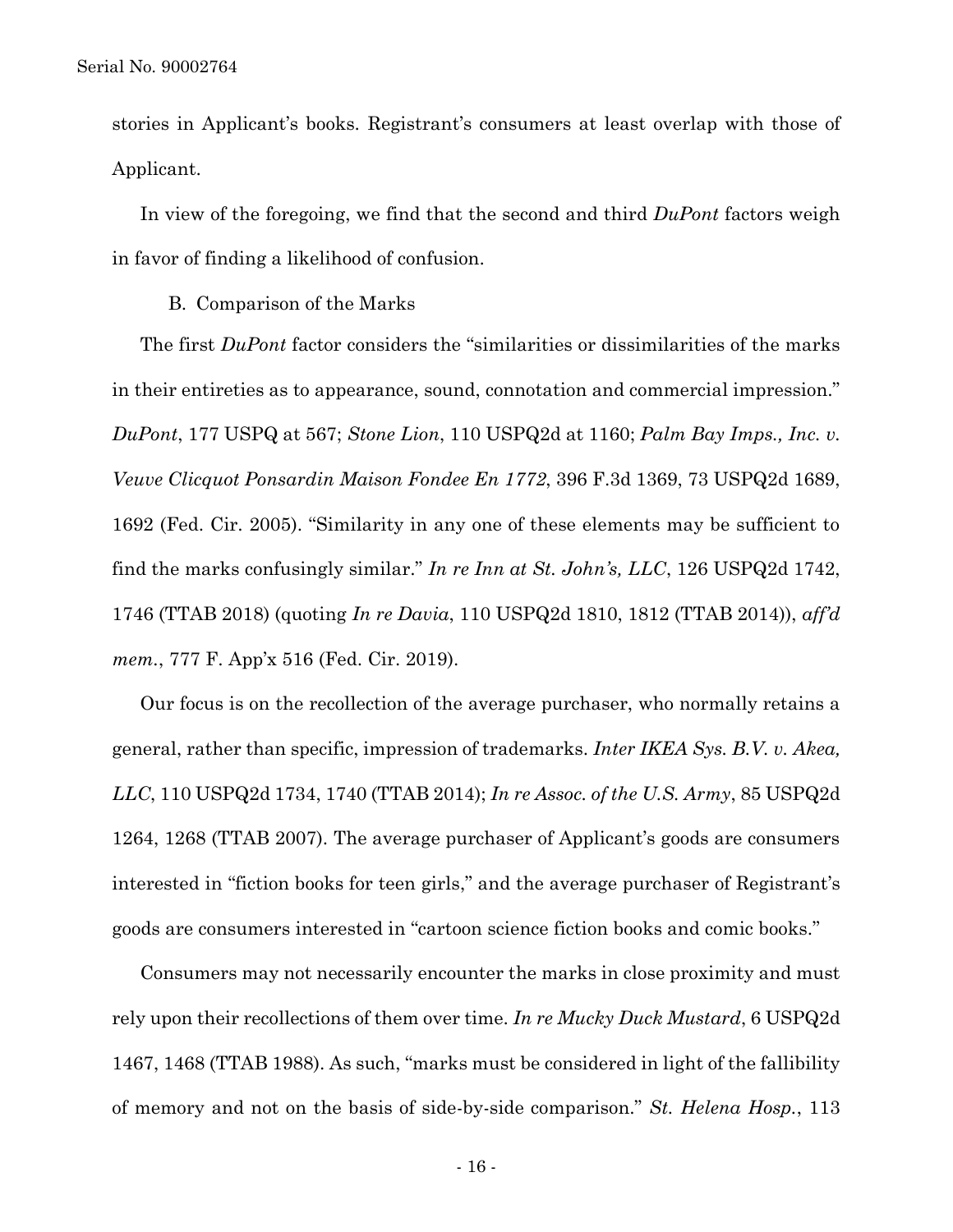stories in Applicant's books. Registrant's consumers at least overlap with those of Applicant.

In view of the foregoing, we find that the second and third *DuPont* factors weigh in favor of finding a likelihood of confusion.

B. Comparison of the Marks

The first *DuPont* factor considers the "similarities or dissimilarities of the marks in their entireties as to appearance, sound, connotation and commercial impression." *DuPont*, 177 USPQ at 567; *Stone Lion*, 110 USPQ2d at 1160; *Palm Bay Imps., Inc. v. Veuve Clicquot Ponsardin Maison Fondee En 1772*, 396 F.3d 1369, 73 USPQ2d 1689, 1692 (Fed. Cir. 2005). "Similarity in any one of these elements may be sufficient to find the marks confusingly similar." *In re Inn at St. John's, LLC*, 126 USPQ2d 1742, 1746 (TTAB 2018) (quoting *In re Davia*, 110 USPQ2d 1810, 1812 (TTAB 2014)), *aff'd mem.*, 777 F. App'x 516 (Fed. Cir. 2019).

Our focus is on the recollection of the average purchaser, who normally retains a general, rather than specific, impression of trademarks. *Inter IKEA Sys. B.V. v. Akea, LLC*, 110 USPQ2d 1734, 1740 (TTAB 2014); *In re Assoc. of the U.S. Army*, 85 USPQ2d 1264, 1268 (TTAB 2007). The average purchaser of Applicant's goods are consumers interested in "fiction books for teen girls," and the average purchaser of Registrant's goods are consumers interested in "cartoon science fiction books and comic books."

Consumers may not necessarily encounter the marks in close proximity and must rely upon their recollections of them over time. *In re Mucky Duck Mustard*, 6 USPQ2d 1467, 1468 (TTAB 1988). As such, "marks must be considered in light of the fallibility of memory and not on the basis of side-by-side comparison." *St. Helena Hosp.*, 113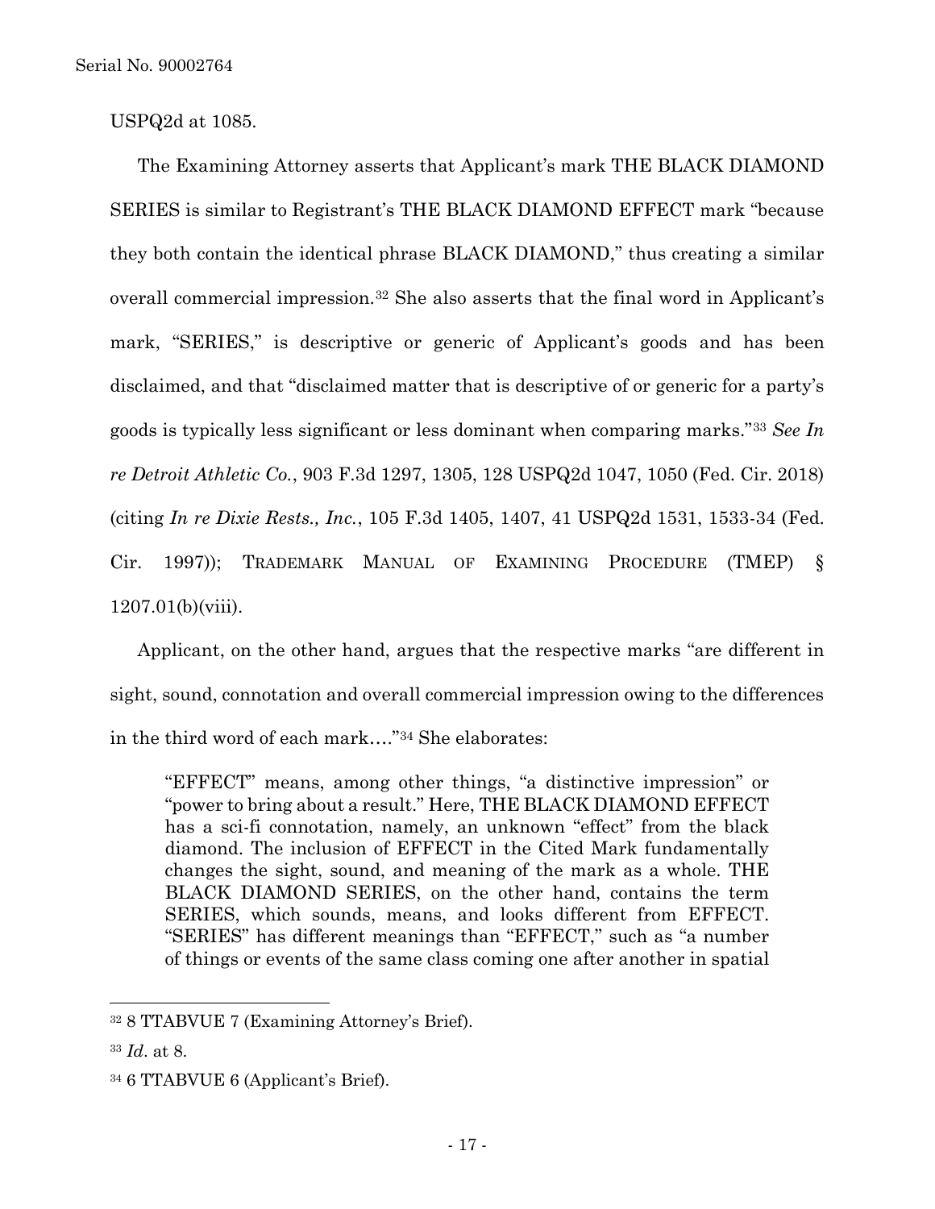USPQ2d at 1085.

The Examining Attorney asserts that Applicant's mark THE BLACK DIAMOND SERIES is similar to Registrant's THE BLACK DIAMOND EFFECT mark "because they both contain the identical phrase BLACK DIAMOND," thus creating a similar overall commercial impression.[32] She also asserts that the final word in Applicant's mark, "SERIES," is descriptive or generic of Applicant's goods and has been disclaimed, and that "disclaimed matter that is descriptive of or generic for a party's goods is typically less significant or less dominant when comparing marks."[33] *See In re Detroit Athletic Co.*, 903 F.3d 1297, 1305, 128 USPQ2d 1047, 1050 (Fed. Cir. 2018) (citing *In re Dixie Rests., Inc.*, 105 F.3d 1405, 1407, 41 USPQ2d 1531, 1533-34 (Fed. Cir. 1997)); TRADEMARK MANUAL OF EXAMINING PROCEDURE (TMEP) § 1207.01(b)(viii).

Applicant, on the other hand, argues that the respective marks "are different in sight, sound, connotation and overall commercial impression owing to the differences in the third word of each mark…."[34] She elaborates:

> "EFFECT" means, among other things, "a distinctive impression" or "power to bring about a result." Here, THE BLACK DIAMOND EFFECT has a sci-fi connotation, namely, an unknown "effect" from the black diamond. The inclusion of EFFECT in the Cited Mark fundamentally changes the sight, sound, and meaning of the mark as a whole. THE BLACK DIAMOND SERIES, on the other hand, contains the term SERIES, which sounds, means, and looks different from EFFECT. "SERIES" has different meanings than "EFFECT," such as "a number of things or events of the same class coming one after another in spatial

---

[32] 8 TTABVUE 7 (Examining Attorney's Brief).

[33] *Id*. at 8.

[34] 6 TTABVUE 6 (Applicant's Brief).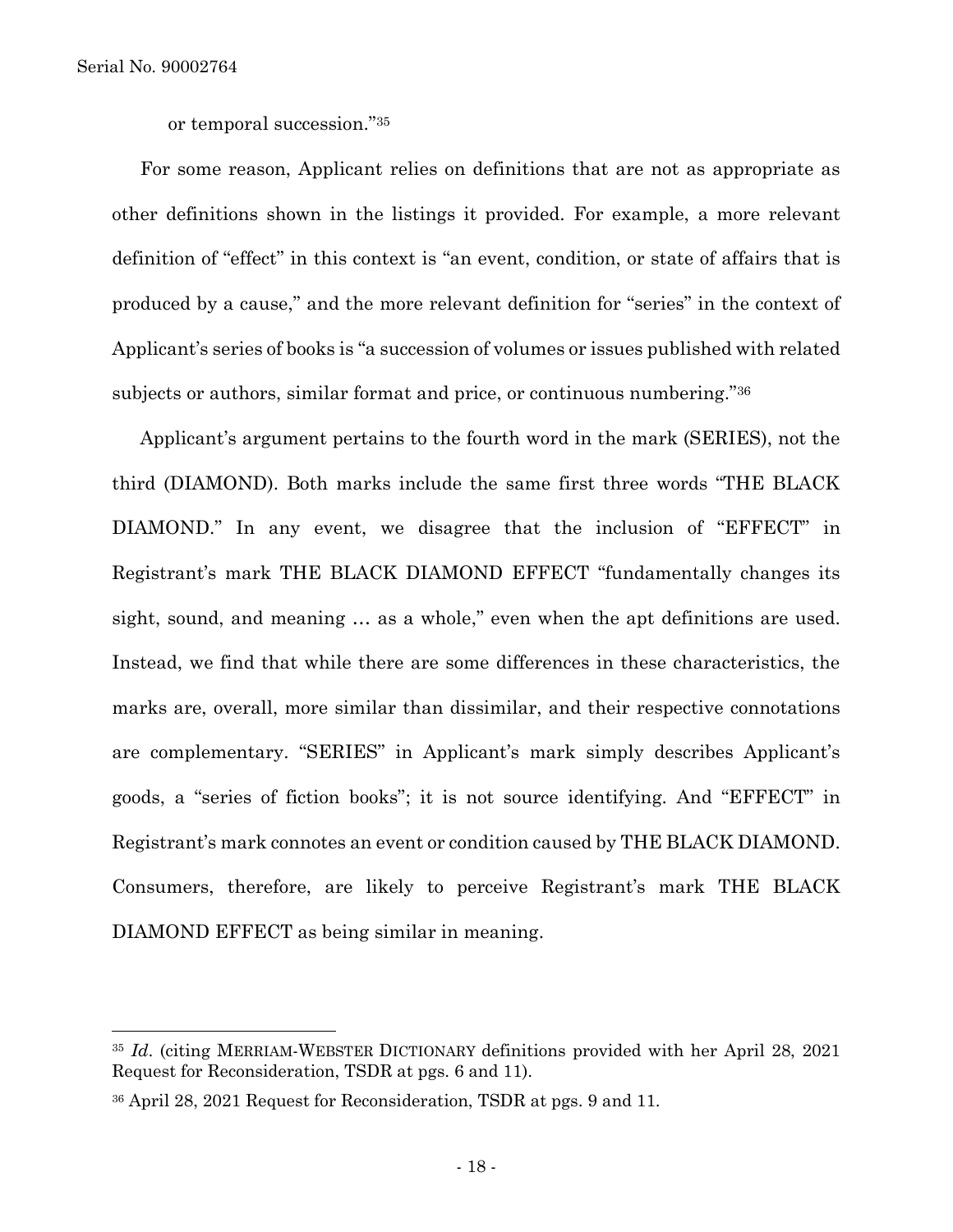or temporal succession."[35]

For some reason, Applicant relies on definitions that are not as appropriate as other definitions shown in the listings it provided. For example, a more relevant definition of "effect" in this context is "an event, condition, or state of affairs that is produced by a cause," and the more relevant definition for "series" in the context of Applicant's series of books is "a succession of volumes or issues published with related subjects or authors, similar format and price, or continuous numbering."[36]

Applicant's argument pertains to the fourth word in the mark (SERIES), not the third (DIAMOND). Both marks include the same first three words "THE BLACK DIAMOND." In any event, we disagree that the inclusion of "EFFECT" in Registrant's mark THE BLACK DIAMOND EFFECT "fundamentally changes its sight, sound, and meaning … as a whole," even when the apt definitions are used. Instead, we find that while there are some differences in these characteristics, the marks are, overall, more similar than dissimilar, and their respective connotations are complementary. "SERIES" in Applicant's mark simply describes Applicant's goods, a "series of fiction books"; it is not source identifying. And "EFFECT" in Registrant's mark connotes an event or condition caused by THE BLACK DIAMOND. Consumers, therefore, are likely to perceive Registrant's mark THE BLACK DIAMOND EFFECT as being similar in meaning.

---

[35] *Id.* (citing MERRIAM-WEBSTER DICTIONARY definitions provided with her April 28, 2021 Request for Reconsideration, TSDR at pgs. 6 and 11).

[36] April 28, 2021 Request for Reconsideration, TSDR at pgs. 9 and 11.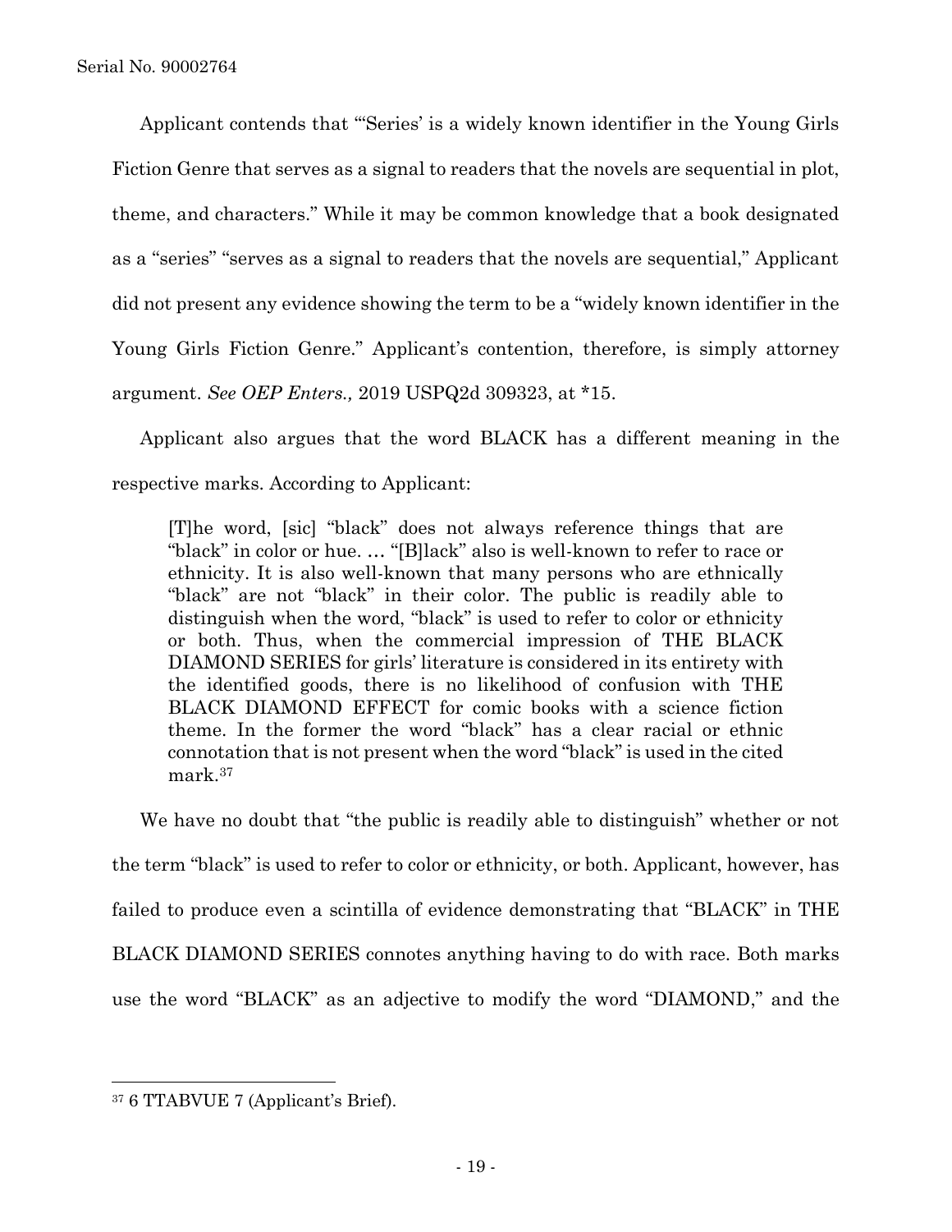Applicant contends that "'Series' is a widely known identifier in the Young Girls Fiction Genre that serves as a signal to readers that the novels are sequential in plot, theme, and characters." While it may be common knowledge that a book designated as a "series" "serves as a signal to readers that the novels are sequential," Applicant did not present any evidence showing the term to be a "widely known identifier in the Young Girls Fiction Genre." Applicant's contention, therefore, is simply attorney argument. *See OEP Enters.,* 2019 USPQ2d 309323, at *15.

Applicant also argues that the word BLACK has a different meaning in the respective marks. According to Applicant:

> [T]he word, [sic] "black" does not always reference things that are "black" in color or hue. … "[B]lack" also is well-known to refer to race or ethnicity. It is also well-known that many persons who are ethnically "black" are not "black" in their color. The public is readily able to distinguish when the word, "black" is used to refer to color or ethnicity or both. Thus, when the commercial impression of THE BLACK DIAMOND SERIES for girls' literature is considered in its entirety with the identified goods, there is no likelihood of confusion with THE BLACK DIAMOND EFFECT for comic books with a science fiction theme. In the former the word "black" has a clear racial or ethnic connotation that is not present when the word "black" is used in the cited mark.[37]

We have no doubt that "the public is readily able to distinguish" whether or not the term "black" is used to refer to color or ethnicity, or both. Applicant, however, has failed to produce even a scintilla of evidence demonstrating that "BLACK" in THE BLACK DIAMOND SERIES connotes anything having to do with race. Both marks use the word "BLACK" as an adjective to modify the word "DIAMOND," and the

---

[37] 6 TTABVUE 7 (Applicant's Brief).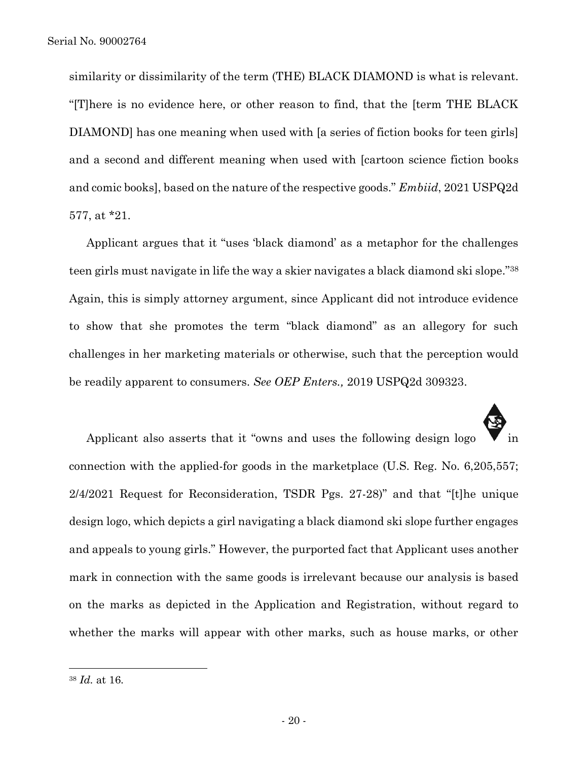similarity or dissimilarity of the term (THE) BLACK DIAMOND is what is relevant. "[T]here is no evidence here, or other reason to find, that the [term THE BLACK DIAMOND] has one meaning when used with [a series of fiction books for teen girls] and a second and different meaning when used with [cartoon science fiction books and comic books], based on the nature of the respective goods." *Embiid*, 2021 USPQ2d 577, at *21.

Applicant argues that it "uses 'black diamond' as a metaphor for the challenges teen girls must navigate in life the way a skier navigates a black diamond ski slope."[38] Again, this is simply attorney argument, since Applicant did not introduce evidence to show that she promotes the term "black diamond" as an allegory for such challenges in her marketing materials or otherwise, such that the perception would be readily apparent to consumers. *See OEP Enters.,* 2019 USPQ2d 309323.

Applicant also asserts that it "owns and uses the following design logo in connection with the applied-for goods in the marketplace (U.S. Reg. No. 6,205,557; 2/4/2021 Request for Reconsideration, TSDR Pgs. 27-28)" and that "[t]he unique design logo, which depicts a girl navigating a black diamond ski slope further engages and appeals to young girls." However, the purported fact that Applicant uses another mark in connection with the same goods is irrelevant because our analysis is based on the marks as depicted in the Application and Registration, without regard to whether the marks will appear with other marks, such as house marks, or other

---

[38] *Id.* at 16.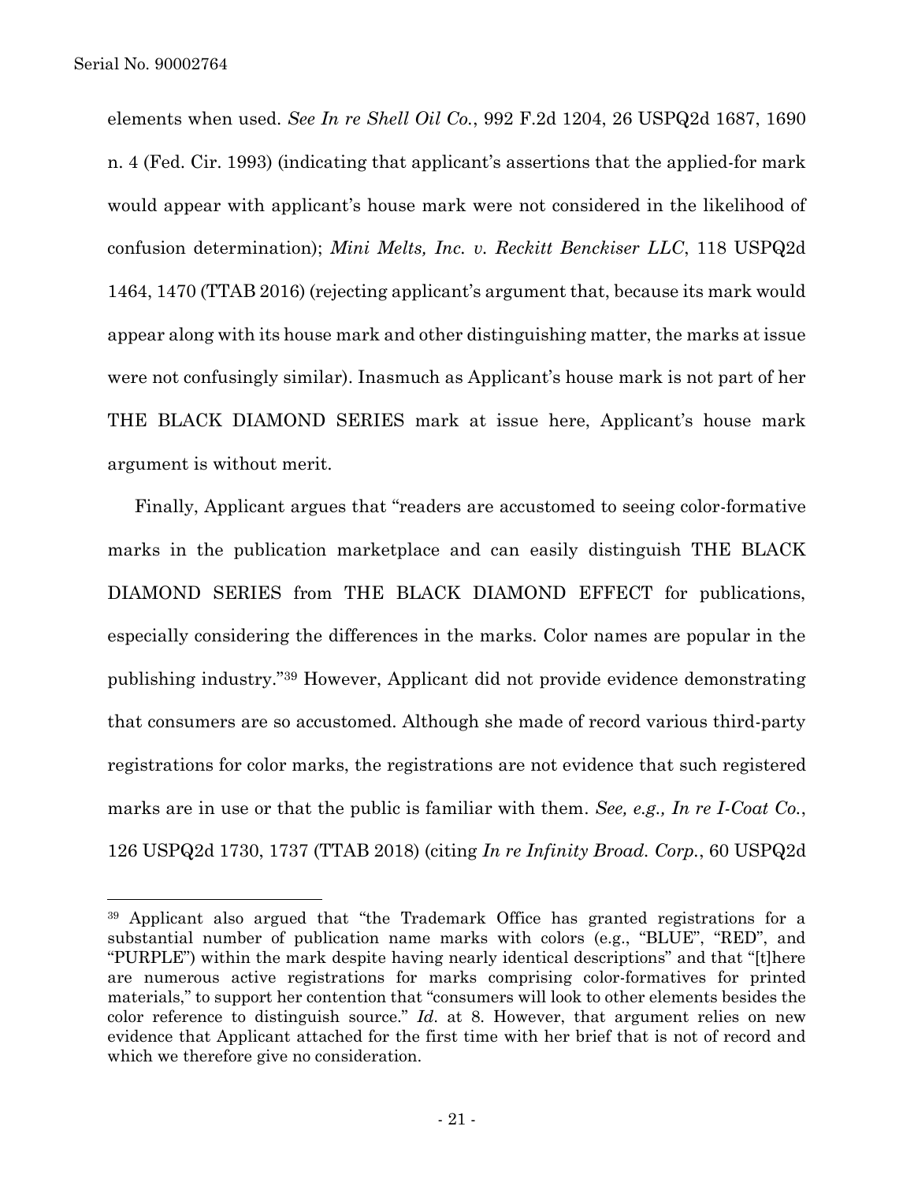elements when used. *See In re Shell Oil Co.*, 992 F.2d 1204, 26 USPQ2d 1687, 1690 n. 4 (Fed. Cir. 1993) (indicating that applicant's assertions that the applied-for mark would appear with applicant's house mark were not considered in the likelihood of confusion determination); *Mini Melts, Inc. v. Reckitt Benckiser LLC*, 118 USPQ2d 1464, 1470 (TTAB 2016) (rejecting applicant's argument that, because its mark would appear along with its house mark and other distinguishing matter, the marks at issue were not confusingly similar). Inasmuch as Applicant's house mark is not part of her THE BLACK DIAMOND SERIES mark at issue here, Applicant's house mark argument is without merit.

Finally, Applicant argues that "readers are accustomed to seeing color-formative marks in the publication marketplace and can easily distinguish THE BLACK DIAMOND SERIES from THE BLACK DIAMOND EFFECT for publications, especially considering the differences in the marks. Color names are popular in the publishing industry."[39] However, Applicant did not provide evidence demonstrating that consumers are so accustomed. Although she made of record various third-party registrations for color marks, the registrations are not evidence that such registered marks are in use or that the public is familiar with them. *See, e.g., In re I-Coat Co.*, 126 USPQ2d 1730, 1737 (TTAB 2018) (citing *In re Infinity Broad. Corp.*, 60 USPQ2d

---

[39] Applicant also argued that "the Trademark Office has granted registrations for a substantial number of publication name marks with colors (e.g., "BLUE", "RED", and "PURPLE") within the mark despite having nearly identical descriptions" and that "[t]here are numerous active registrations for marks comprising color-formatives for printed materials," to support her contention that "consumers will look to other elements besides the color reference to distinguish source." *Id*. at 8. However, that argument relies on new evidence that Applicant attached for the first time with her brief that is not of record and which we therefore give no consideration.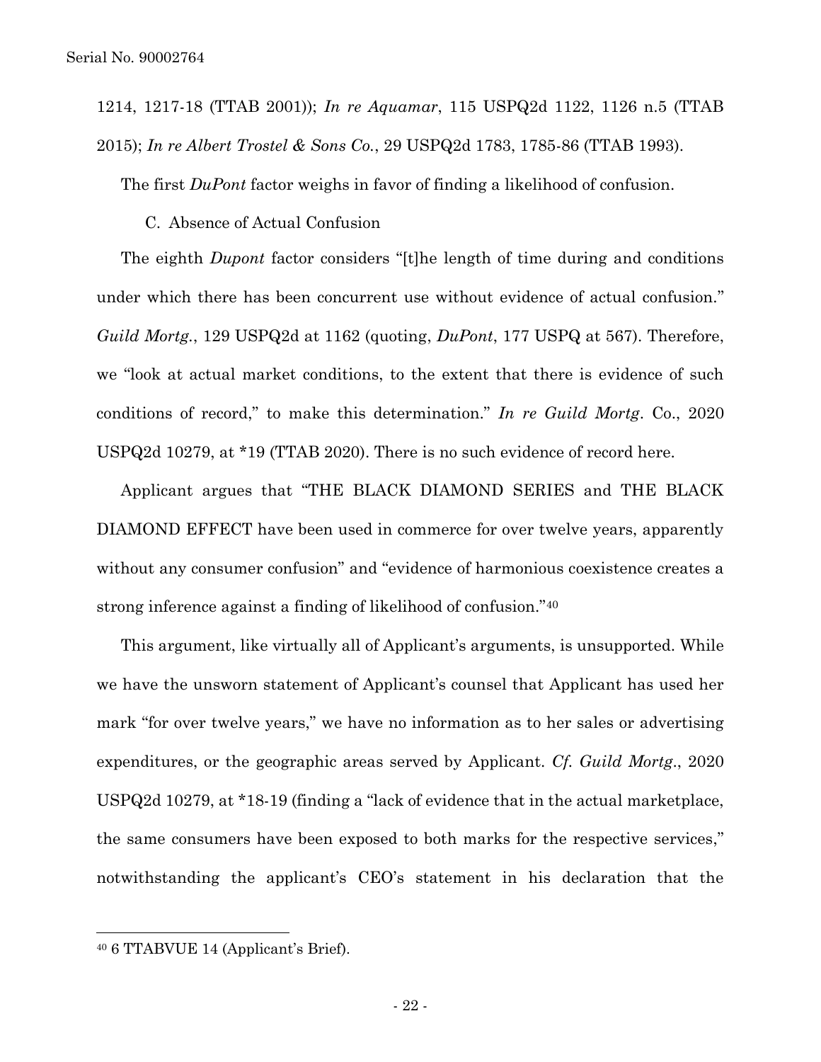1214, 1217-18 (TTAB 2001)); *In re Aquamar*, 115 USPQ2d 1122, 1126 n.5 (TTAB 2015); *In re Albert Trostel & Sons Co.*, 29 USPQ2d 1783, 1785-86 (TTAB 1993).

The first *DuPont* factor weighs in favor of finding a likelihood of confusion.

C. Absence of Actual Confusion

The eighth *Dupont* factor considers "[t]he length of time during and conditions under which there has been concurrent use without evidence of actual confusion." *Guild Mortg.*, 129 USPQ2d at 1162 (quoting, *DuPont*, 177 USPQ at 567). Therefore, we "look at actual market conditions, to the extent that there is evidence of such conditions of record," to make this determination." *In re Guild Mortg.* Co., 2020 USPQ2d 10279, at *19 (TTAB 2020). There is no such evidence of record here.

Applicant argues that "THE BLACK DIAMOND SERIES and THE BLACK DIAMOND EFFECT have been used in commerce for over twelve years, apparently without any consumer confusion" and "evidence of harmonious coexistence creates a strong inference against a finding of likelihood of confusion."[40]

This argument, like virtually all of Applicant's arguments, is unsupported. While we have the unsworn statement of Applicant's counsel that Applicant has used her mark "for over twelve years," we have no information as to her sales or advertising expenditures, or the geographic areas served by Applicant. *Cf. Guild Mortg.*, 2020 USPQ2d 10279, at *18-19 (finding a "lack of evidence that in the actual marketplace, the same consumers have been exposed to both marks for the respective services," notwithstanding the applicant's CEO's statement in his declaration that the

---

[40] 6 TTABVUE 14 (Applicant's Brief).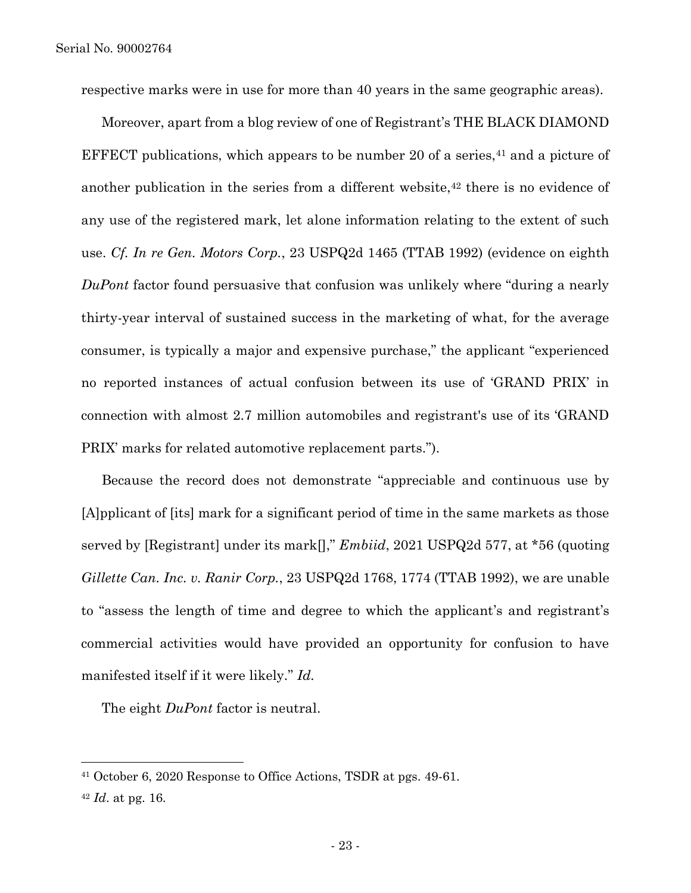respective marks were in use for more than 40 years in the same geographic areas).

Moreover, apart from a blog review of one of Registrant's THE BLACK DIAMOND EFFECT publications, which appears to be number 20 of a series,[41] and a picture of another publication in the series from a different website,[42] there is no evidence of any use of the registered mark, let alone information relating to the extent of such use. *Cf. In re Gen. Motors Corp.*, 23 USPQ2d 1465 (TTAB 1992) (evidence on eighth *DuPont* factor found persuasive that confusion was unlikely where "during a nearly thirty-year interval of sustained success in the marketing of what, for the average consumer, is typically a major and expensive purchase," the applicant "experienced no reported instances of actual confusion between its use of 'GRAND PRIX' in connection with almost 2.7 million automobiles and registrant's use of its 'GRAND PRIX' marks for related automotive replacement parts.").

Because the record does not demonstrate "appreciable and continuous use by [A]pplicant of [its] mark for a significant period of time in the same markets as those served by [Registrant] under its mark[]," *Embiid*, 2021 USPQ2d 577, at *56 (quoting *Gillette Can. Inc. v. Ranir Corp.*, 23 USPQ2d 1768, 1774 (TTAB 1992), we are unable to "assess the length of time and degree to which the applicant's and registrant's commercial activities would have provided an opportunity for confusion to have manifested itself if it were likely." *Id.*

The eight *DuPont* factor is neutral.

---

[41] October 6, 2020 Response to Office Actions, TSDR at pgs. 49-61.

[42] *Id*. at pg. 16.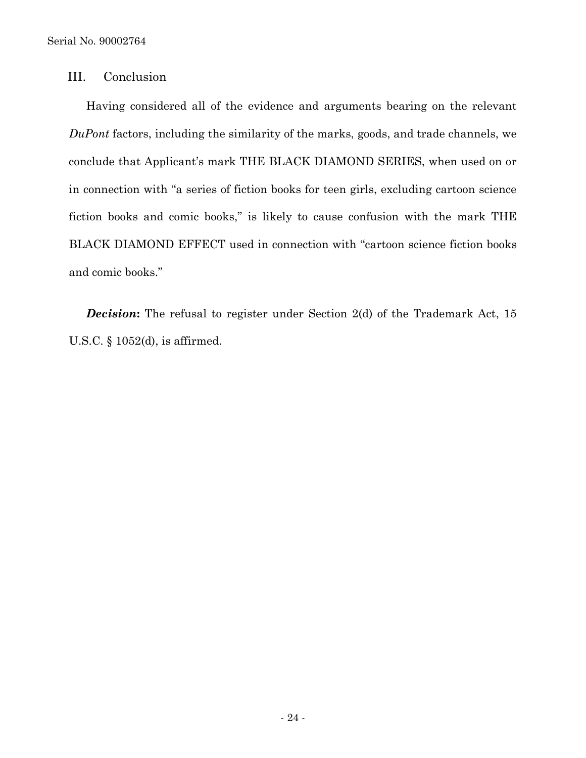## III. Conclusion

Having considered all of the evidence and arguments bearing on the relevant *DuPont* factors, including the similarity of the marks, goods, and trade channels, we conclude that Applicant's mark THE BLACK DIAMOND SERIES, when used on or in connection with "a series of fiction books for teen girls, excluding cartoon science fiction books and comic books," is likely to cause confusion with the mark THE BLACK DIAMOND EFFECT used in connection with "cartoon science fiction books and comic books."

***Decision*:** The refusal to register under Section 2(d) of the Trademark Act, 15 U.S.C. § 1052(d), is affirmed.